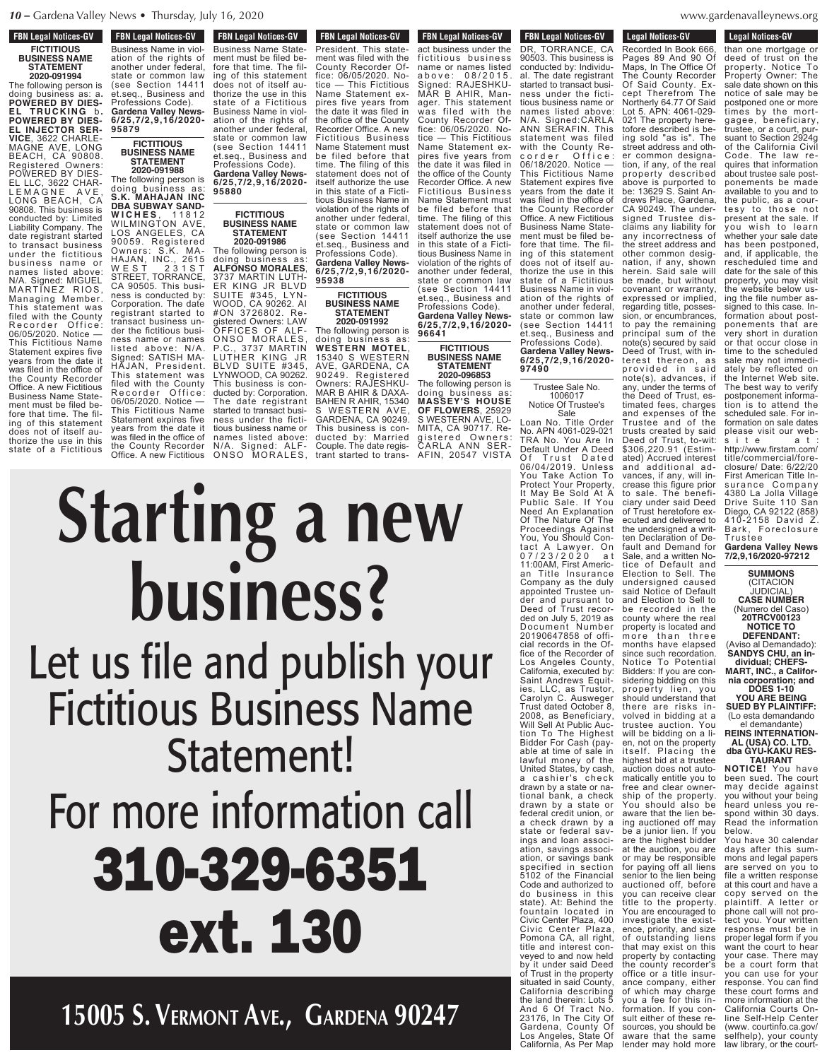FBN Legal Notices-GV

**FICTITIOUS BUSINESS NAME STATEMENT**
**2020-091994**

The following person is doing business as: a. **POWERED BY DIESEL TRUCKING** b. **POWERED BY DIESEL INJECTOR SERVICE**, 3622 CHARLEMAGNE AVE, LONG BEACH, CA 90808. Registered Owners: POWERED BY DIESEL LLC, 3622 CHARLEMAGNE AVE, LONG BEACH, CA 90808. This business is conducted by: Limited Liability Company. The date registrant started to transact business under the fictitious business name or names listed above: N/A. Signed: MIGUEL MARTINEZ RIOS, Managing Member. This statement was filed with the County Recorder Office: 06/05/2020. Notice — This Fictitious Name Statement expires five years from the date it was filed in the office of the County Recorder Office. A new Fictitious Business Name Statement must be filed before that time. The filing of this statement does not of itself authorize the use in this state of a Fictitious Business Name in violation of the rights of another under federal, state or common law (see Section 14411 et.seq., Business and Professions Code).
**Gardena Valley News-6/25,7/2,9,16/2020-95879**

**FICTITIOUS BUSINESS NAME STATEMENT**
**2020-091988**

The following person is doing business as: **S.K. MAHAJAN INC DBA SUBWAY SANDWICHES**, 11812 WILMINGTON AVE, LOS ANGELES, CA 90059. Registered Owners: S.K. MAHAJAN, INC., 2615 WEST 231ST STREET, TORRANCE, CA 90505. This business is conducted by: Corporation. The date registrant started to transact business under the fictitious business name or names listed above: N/A. Signed: SATISH MAHAJAN, President. This statement was filed with the County Recorder Office: 06/05/2020. Notice — This Fictitious Name Statement expires five years from the date it was filed in the office of the County Recorder Office. A new Fictitious Business Name Statement must be filed before that time. The filing of this statement does not of itself authorize the use in this state of a Fictitious Business Name in violation of the rights of another under federal, state or common law (see Section 14411 et.seq., Business and Professions Code).
**Gardena Valley News-6/25,7/2,9,16/2020-95880**

**FICTITIOUS BUSINESS NAME STATEMENT**
**2020-091986**

The following person is doing business as: **ALFONSO MORALES**, 3737 MARTIN LUTHER KING JR BLVD SUITE #345, LYNWOOD, CA 90262. AI #ON 3726802. Registered Owners: LAW OFFICES OF ALFONSO MORALES, P.C., 3737 MARTIN LUTHER KING JR BLVD SUITE #345, LYNWOOD, CA 90262. This business is conducted by: Corporation. The date registrant started to transact business under the fictitious business name or names listed above: N/A. Signed: ALFONSO MORALES, President. This statement was filed with the County Recorder Office: 06/05/2020. Notice — This Fictitious Name Statement expires five years from the date it was filed in the office of the County Recorder Office. A new Fictitious Business Name Statement must be filed before that time. The filing of this statement does not of itself authorize the use in this state of a Fictitious Business Name in violation of the rights of another under federal, state or common law (see Section 14411 et.seq., Business and Professions Code).
**Gardena Valley News-6/25,7/2,9,16/2020-95938**

**FICTITIOUS BUSINESS NAME STATEMENT**
**2020-091992**

The following person is doing business as: **WESTERN MOTEL**, 15340 S WESTERN AVE, GARDENA, CA 90249. Registered Owners: RAJESHKUMAR B AHIR & DAXABAHEN R AHIR, 15340 S WESTERN AVE, GARDENA, CA 90249. This business is conducted by: Married Couple. The date registrant started to transact business under the fictitious business name or names listed above: 08/2015. Signed: RAJESHKUMAR B AHIR, Manager. This statement was filed with the County Recorder Office: 06/05/2020. Notice — This Fictitious Name Statement expires five years from the date it was filed in the office of the County Recorder Office. A new Fictitious Business Name Statement must be filed before that time. The filing of this statement does not of itself authorize the use in this state of a Fictitious Business Name in violation of the rights of another under federal, state or common law (see Section 14411 et.seq., Business and Professions Code).
**Gardena Valley News-6/25,7/2,9,16/2020-96641**

**FICTITIOUS BUSINESS NAME STATEMENT**
**2020-096853**

The following person is doing business as: **MASSEY'S HOUSE OF FLOWERS**, 25929 S WESTERN AVE, LOMITA, CA 90717. Registered Owners: CARLA ANN SERAFIN, 20547 VISTA DR, TORRANCE, CA 90503. This business is conducted by: Individual. The date registrant started to transact business under the fictitious business name or names listed above: N/A. Signed: CARLA ANN SERAFIN. This statement was filed with the County Recorder Office: 06/18/2020. Notice — This Fictitious Name Statement expires five years from the date it was filed in the office of the County Recorder Office. A new Fictitious Business Name Statement must be filed before that time. The filing of this statement does not of itself authorize the use in this state of a Fictitious Business Name in violation of the rights of another under federal, state or common law (see Section 14411 et.seq., Business and Professions Code).
**Gardena Valley News-6/25,7/2,9,16/2020-97490**

# Starting a new business?

## Let us file and publish your Fictitious Business Name Statement!

## For more information call

# 310-329-6351 ext. 130

**15005 S. Vermont Ave., Gardena 90247**

Legal Notices-GV

Trustee Sale No. 100017
Notice Of Trustee's Sale

Loan No. Title Order No. APN 4061-029-021 TRA No. You Are In Default Under A Deed Of Trust Dated 06/04/2019. Unless You Take Action To Protect Your Property, It May Be Sold At A Public Sale. If You Need An Explanation Of The Nature Of The Proceedings Against You, You Should Contact A Lawyer. On 07/23/2020 at 11:00AM, First American Title Insurance Company as the duly appointed Trustee under and pursuant to Deed of Trust recorded on July 5, 2019 as Document Number 20190647858 of official records in the Office of the Recorder of Los Angeles County, California, executed by: Saint Andrews Equities, LLC, as Trustor, Carolyn C. Ausweger Trust dated October 8, 2008, as Beneficiary, Will Sell At Public Auction To The Highest Bidder For Cash (payable at time of sale in lawful money of the United States, by cash, a cashier's check drawn by a state or national bank, a check drawn by a state or federal credit union, or a check drawn by a state or federal savings and loan association, savings association, or savings bank specified in section 5102 of the Financial Code and authorized to do business in this state). At: Behind the fountain located in Civic Center Plaza, 400 Civic Center Plaza, Pomona CA, all right, title and interest conveyed to and now held by it under said Deed of Trust in the property situated in said County, California describing the land therein: Lots 5 And 6 Of Tract No. 23176, In The City Of Gardena, County Of Los Angeles, State Of California, As Per Map Recorded In Book 666, Pages 89 And 90 Of Maps, In The Office Of The County Recorder Of Said County. Except Therefrom The Northerly 64.77 Of Said Lot 5. APN: 4061-029-021 The property heretofore described is being sold "as is". The street address and other common designation, if any, of the real property described above is purported to be: 13629 S. Saint Andrews Place, Gardena, CA 90249. The undersigned Trustee disclaims any liability for any incorrectness of the street address and other common designation, if any, shown herein. Said sale will be made, but without covenant or warranty, expressed or implied, regarding title, possession, or encumbrances, to pay the remaining principal sum of the note(s) secured by said Deed of Trust, with interest thereon, as provided in said note(s), advances, if any, under the terms of the Deed of Trust, estimated fees, charges and expenses of the Trustee and of the trusts created by said Deed of Trust, to-wit: $306,220.91 (Estimated) Accrued interest and additional advances, if any, will increase this figure prior to sale. The beneficiary under said Deed of Trust heretofore executed and delivered to the undersigned a written Declaration of Default and Demand for Sale, and a written Notice of Default and Election to Sell. The undersigned caused said Notice of Default and Election to Sell to be recorded in the county where the real property is located and more than three months have elapsed since such recordation. Notice To Potential Bidders: If you are considering bidding on this property lien, you should understand that there are risks involved in bidding at a trustee auction. You will be bidding on a lien, not on the property itself. Placing the highest bid at a trustee auction does not automatically entitle you to free and clear ownership of the property. You should also be aware that the lien being auctioned off may be a junior lien. If you are the highest bidder at the auction, you are or may be responsible for paying off all liens senior to the lien being auctioned off, before you can receive clear title to the property. You are encouraged to investigate the existence, priority, and size of outstanding liens that may exist on this property by contacting the county recorder's office or a title insurance company, either of which may charge you a fee for this information. If you consult either of these resources, you should be aware that the same lender may hold more than one mortgage or deed of trust on the property. Notice To Property Owner: The sale date shown on this notice of sale may be postponed one or more times by the mortgagee, beneficiary, trustee, or a court, pursuant to Section 2924g of the California Civil Code. The law requires that information about trustee sale postponements be made available to you and to the public, as a courtesy to those not present at the sale. If you wish to learn whether your sale date has been postponed, and, if applicable, the rescheduled time and date for the sale of this property, you may visit the website below using the file number assigned to this case. Information about postponements that are very short in duration or that occur close in time to the scheduled sale may not immediately be reflected on the Internet Web site. The best way to verify postponement information is to attend the scheduled sale. For information on sale dates please visit our website at: http://www.firstam.com/title/commercial/foreclosure/ Date: 6/22/20 First American Title Insurance Company 4380 La Jolla Village Drive Suite 110 San Diego, CA 92122 (858) 410-2158 David Z. Bark, Foreclosure Trustee
**Gardena Valley News 7/2,9,16/2020-97212**

**SUMMONS**
(CITACION JUDICIAL)
**CASE NUMBER**
(Numero del Caso)
**20TRCV00123**
**NOTICE TO DEFENDANT:**
(Aviso al Demandado):
**SANDYS CHU, an individual; CHEFS-MART, INC., a California corporation; and DOES 1-10**
**YOU ARE BEING SUED BY PLAINTIFF:**
(Lo esta demandando el demandante)
**REINS INTERNATIONAL (USA) CO. LTD. dba GYU-KAKU RESTAURANT**

**NOTICE!** You have been sued. The court may decide against you without your being heard unless you respond within 30 days. Read the information below.

You have 30 calendar days after this summons and legal papers are served on you to file a written response at this court and have a copy served on the plaintiff. A letter or phone call will not protect you. Your written response must be in proper legal form if you want the court to hear your case. There may be a court form that you can use for your response. You can find these court forms and more information at the California Courts Online Self-Help Center (www. courtinfo.ca.gov/selfhelp), your county law library, or the court-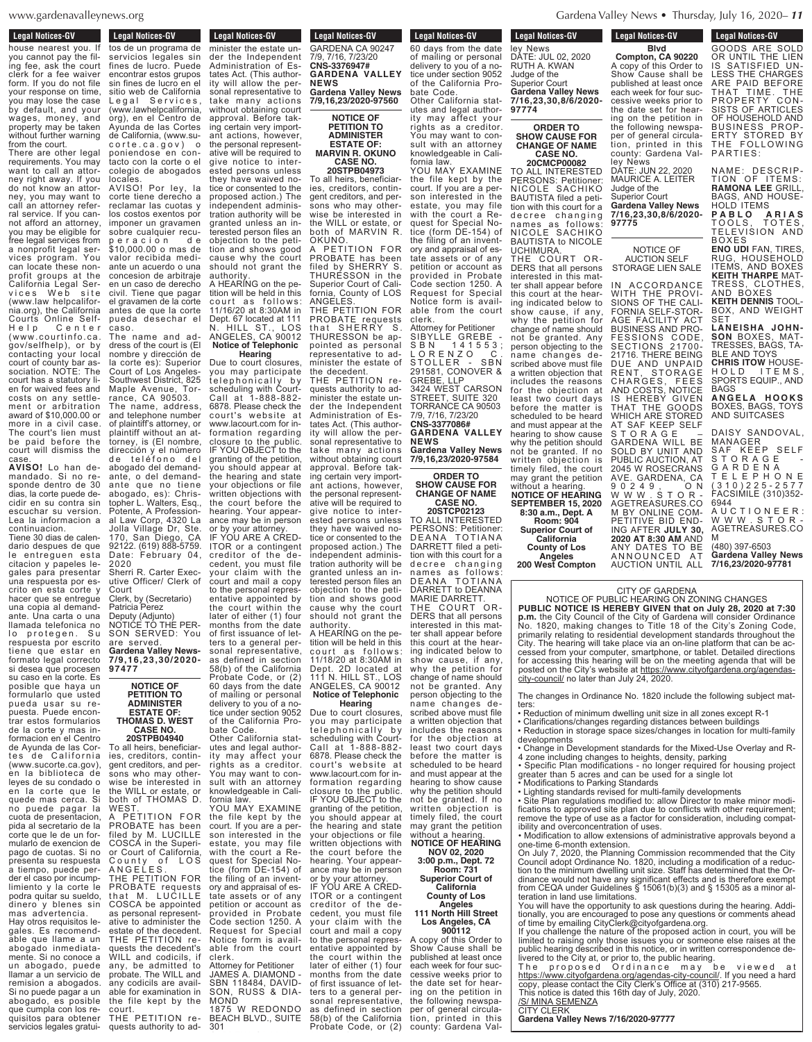**Legal Notices-GV**

house nearest you. If you cannot pay the filing fee, ask the court clerk for a fee waiver form. If you do not file your response on time, you may lose the case by default, and your wages, money, and property may be taken without further warning from the court.

There are other legal requirements. You may want to call an attorney right away. If you do not know an attorney, you may want to call an attorney referral service. If you cannot afford an attorney, you may be eligible for free legal services from a nonprofit legal services program. You can locate these nonprofit groups at the California Legal Services Web site (www.lawhelpcalifornia.org), the California Courts Online Self-Help Center (www.courtinfo.ca.gov/selfhelp), or by contacting your local court or county bar association. NOTE: The court has a statutory lien for waived fees and costs on any settlement or arbitration award of $10,000.00 or more in a civil case. The court's lien must be paid before the court will dismiss the case.

**AVISO!** Lo han demandado. Si no responde dentro de 30 dias, la corte puede decidir en su contra sin escuchar su version. Lea la informacion a continuacion.

Tiene 30 dias de calendario despues de que le entreguen esta citacion y papeles legales para presentar una respuesta por escrito en esta corte y hacer que se entregue una copia al demandante. Una carta o una llamada telefonica no lo protegen. Su respuesta por escrito tiene que estar en formato legal correcto si desea que procesen su caso en la corte. Es posible que haya un formulario que usted pueda usar su respuesta. Puede encontrar estos formularios de la corte y mas informacion en el Centro de Ayuda de las Cortes de California (www.sucorte.ca.gov), en la biblioteca de leyes de su condado o en la corte que le quede mas cerca. Si no puede pagar la cuota de presentacion, pida al secretario de la corte que le de un formulario de exencion de pago de cuotas. Si no presenta su respuesta a tiempo, puede perder el caso por incumplimiento y la corte le podra quitar su sueldo, dinero y blenes sin mas advertencia.

Hay otros requisitos legales. Es recomendable que llame a un abogado inmediatamente. Si no conoce a un abogado, puede llamar a un servicio de remision a abogados. Si no puede pagar a un abogado, es posible que cumpla con los requisitos para obtener servicios legales gratuitos de un programa de servicios legales sin fines de lucro. Puede encontrar estos grupos sin fines de lucro en el sitio web de California Legal Services, (www.lawhelpcalifornia, org), en el Centro de Ayunda de las Cortes de California, (www.sucorte.ca.gov) o poniendose en contacto con la corte o el colegio de abogados locales.

AVISO! Por ley, la corte tiene derecho a reclamar las cuotas y los costos exentos por imponer un gravamen sobre cualquier recuperacion de $10,000.00 o mas de valor recibida mediante un acuerdo o una concesion de arbitraje en un caso de derecho civil. Tiene que pagar el gravamen de la corte antes de que la corte pueda desechar el caso.

The name and address of the court is (El nombre y dirección de la corte es): Superior Court of Los Angeles-Southwest District, 825 Maple Avenue, Torrance, CA 90503.

The name, address, and telephone number of plaintiff's attorney, or plaintiff without an attorney, is (El nombre, dirección y el número de teléfono del abogado del demandante, o del demandante que no tiene abogado, es): Christopher L. Walters, Esq., Potente, A Professional Law Corp, 4320 La Jolla Village Dr, Ste. 170, San Diego, CA 92122. (619) 888-5759.

Date: February 04, 2020

Sherri R. Carter Executive Officer/ Clerk of Court

Clerk, by (Secretario) Patricia Perez

Deputy (Adjunto)

NOTICE TO THE PERSON SERVED: You are served.

**Gardena Valley News-7/9,16,23,30/2020-97477**

**NOTICE OF PETITION TO ADMINISTER ESTATE OF: THOMAS D. WEST CASE NO. 20STPB04940**

To all heirs, beneficiaries, creditors, contingent creditors, and persons who may otherwise be interested in the WILL or estate, or both of THOMAS D. WEST.

A PETITION FOR PROBATE has been filed by M. LUCILLE COSCA in the Superior Court of California, County of LOS ANGELES.

THE PETITION FOR PROBATE requests that M. LUCILLE COSCA be appointed as personal representative to administer the estate of the decedent.

THE PETITION requests the decedent's WILL and codicils, if any, be admitted to probate. The WILL and any codicils are available for examination in the file kept by the court.

THE PETITION requests authority to administer the estate under the Independent Administration of Estates Act. (This authority will allow the personal representative to take many actions without obtaining court approval. Before taking certain very important actions, however, the personal representative will be required to give notice to interested persons unless they have waived notice or consented to the proposed action.) The independent administration authority will be granted unless an interested person files an objection to the petition and shows good cause why the court should not grant the authority.

A HEARING on the petition will be held in this court as follows: 11/16/20 at 8:30AM in Dept. 67 located at 111 N. HILL ST., LOS ANGELES, CA 90012

**Notice of Telephonic Hearing**

Due to court closures, you may participate telephonically by scheduling with Court-Call at 1-888-882-6878. Please check the court's website at www.lacourt.com for information regarding closure to the public.

IF YOU OBJECT to the granting of the petition, you should appear at the hearing and state your objections or file written objections with the court before the hearing. Your appearance may be in person or by your attorney.

IF YOU ARE A CREDITOR or a contingent creditor of the decedent, you must file your claim with the court and mail a copy to the personal representative appointed by the court within the later of either (1) four months from the date of first issuance of letters to a general personal representative, as defined in section 58(b) of the California Probate Code, or (2) 60 days from the date of mailing or personal delivery to you of a notice under section 9052 of the California Probate Code.

Other California statutes and legal authority may affect your rights as a creditor. You may want to consult with an attorney knowledgeable in California law.

YOU MAY EXAMINE the file kept by the court. If you are a person interested in the estate, you may file with the court a Request for Special Notice (form DE-154) of the filing of an inventory and appraisal of estate assets or of any petition or account as provided in Probate Code section 1250. A Request for Special Notice form is available from the court clerk.

Attorney for Petitioner
JAMES A. DIAMOND - SBN 118484, DAVIDSON, RUSS & DIAMOND
1875 W REDONDO BEACH BLVD., SUITE 301
GARDENA CA 90247
7/9, 7/16, 7/23/20
CNS-3376947#
**GARDENA VALLEY NEWS**
**Gardena Valley News 7/9,16,23/2020-97560**

**NOTICE OF PETITION TO ADMINISTER ESTATE OF: MARVIN R. OKUNO CASE NO. 20STPB04973**

To all heirs, beneficiaries, creditors, contingent creditors, and persons who may otherwise be interested in the WILL or estate, or both of MARVIN R. OKUNO.

A PETITION FOR PROBATE has been filed by SHERRY S. THURESSON in the Superior Court of California, County of LOS ANGELES.

THE PETITION FOR PROBATE requests that SHERRY S. THURESSON be appointed as personal representative to administer the estate of the decedent.

THE PETITION requests authority to administer the estate under the Independent Administration of Estates Act. (This authority will allow the personal representative to take many actions without obtaining court approval. Before taking certain very important actions, however, the personal representative will be required to give notice to interested persons unless they have waived notice or consented to the proposed action.) The independent administration authority will be granted unless an interested person files an objection to the petition and shows good cause why the court should not grant the authority.

A HEARING on the petition will be held in this court as follows: 11/18/20 at 8:30AM in Dept. 2D located at 111 N. HILL ST., LOS ANGELES, CA 90012

**Notice of Telephonic Hearing**

Due to court closures, you may participate telephonically by scheduling with Court-Call at 1-888-882-6878. Please check the court's website at www.lacourt.com for information regarding closure to the public.

IF YOU OBJECT to the granting of the petition, you should appear at the hearing and state your objections or file written objections with the court before the hearing. Your appearance may be in person or by your attorney.

IF YOU ARE A CREDITOR or a contingent creditor of the decedent, you must file your claim with the court and mail a copy to the personal representative appointed by the court within the later of either (1) four months from the date of first issuance of letters to a general personal representative, as defined in section 58(b) of the California Probate Code, or (2) 60 days from the date of mailing or personal delivery to you of a notice under section 9052 of the California Probate Code.

Other California statutes and legal authority may affect your rights as a creditor. You may want to consult with an attorney knowledgeable in California law.

YOU MAY EXAMINE the file kept by the court. If you are a person interested in the estate, you may file with the court a Request for Special Notice (form DE-154) of the filing of an inventory and appraisal of estate assets or of any petition or account as provided in Probate Code section 1250. A Request for Special Notice form is available from the court clerk.

Attorney for Petitioner
SIBYLLE GREBE - SBN 141553; LORENZO C. STOLLER - SBN 291581, CONOVER & GREBE, LLP
3424 WEST CARSON STREET, SUITE 320
TORRANCE CA 90503
7/9, 7/16, 7/23/20
CNS-3377086#
**GARDENA VALLEY NEWS**
**Gardena Valley News 7/9,16,23/2020-97584**

**ORDER TO SHOW CAUSE FOR CHANGE OF NAME CASE NO. 20STCP02123**

TO ALL INTERESTED PERSONS: Petitioner: DEANA TOTIANA DARRETT filed a petition with this court for a decree changing names as follows: DEANA TOTIANA DARRETT to DEANNA MARIE DARRETT.

THE COURT ORDERS that all persons interested in this matter shall appear before this court at the hearing indicated below to show cause, if any, why the petition for change of name should not be granted. Any person objecting to the name changes described above must file a written objection that includes the reasons for the objection at least two court days before the matter is scheduled to be heard and must appear at the hearing to show cause why the petition should not be granted. If no written objection is timely filed, the court may grant the petition without a hearing.

**NOTICE OF HEARING NOV 02, 2020 3:00 p.m., Dept. 72 Room: 731 Superior Court of California County of Los Angeles 111 North Hill Street Los Angeles, CA 900112**

A copy of this Order to Show Cause shall be published at least once each week for four successive weeks prior to the date set for hearing on the petition in the following newspaper of general circulation, printed in this county: Gardena Valley News

DATE: JUL 02, 2020
RUTH A. KWAN
Judge of the Superior Court
**Gardena Valley News 7/16,23,30,8/6/2020-97774**

**ORDER TO SHOW CAUSE FOR CHANGE OF NAME CASE NO. 20CMCP00082**

TO ALL INTERESTED PERSONS: Petitioner: NICOLE SACHIKO BAUTISTA filed a petition with this court for a decree changing names as follows: NICOLE SACHIKO BAUTISTA to NICOLE UCHIMURA.

THE COURT ORDERS that all persons interested in this matter shall appear before this court at the hearing indicated below to show cause, if any, why the petition for change of name should not be granted. Any person objecting to the name changes described above must file a written objection that includes the reasons for the objection at least two court days before the matter is scheduled to be heard and must appear at the hearing to show cause why the petition should not be granted. If no written objection is timely filed, the court may grant the petition without a hearing.

**NOTICE OF HEARING SEPTEMBER 15, 2020 8:30 a.m., Dept. A Room: 904 Superior Court of California County of Los Angeles 200 West Compton Blvd Compton, CA 90220**

A copy of this Order to Show Cause shall be published at least once each week for four successive weeks prior to the date set for hearing on the petition in the following newspaper of general circulation, printed in this county: Gardena Valley News

DATE: JUN 22, 2020
MAURICE A. LEITER
Judge of the Superior Court
**Gardena Valley News 7/16,23,30,8/6/2020-97775**

NOTICE OF AUCTION SELF STORAGE LIEN SALE

IN ACCORDANCE WITH THE PROVISIONS OF THE CALIFORNIA SELF-STORAGE FACILITY ACT BUSINESS AND PROFESSIONS CODE, SECTIONS 21700-21716. THERE BEING DUE AND UNPAID RENT, STORAGE CHARGES, FEES AND COSTS, NOTICE IS HEREBY GIVEN THAT THE GOODS WHICH ARE STORED AT SAF KEEP SELF STORAGE – GARDENA WILL BE SOLD BY UNIT AND PUBLIC AUCTION, AT 2045 W ROSECRANS AVE. GARDENA, CA 90249, ON WWW.STORAGETREASURES.COM BY ONLINE COMPETITIVE BID ENDING AFTER **JULY 30, 2020 AT 8:30 AM** AND ANY DATES TO BE ANNOUNCED AT AUCTION UNTIL ALL GOODS ARE SOLD OR UNTIL THE LIEN IS SATISFIED UNLESS THE CHARGES ARE PAID BEFORE THAT TIME. THE PROPERTY CONSISTS OF ARTICLES OF HOUSEHOLD AND BUSINESS PROPERTY STORED BY THE FOLLOWING PARTIES:

NAME: DESCRIPTION OF ITEMS:
**RAMONA LEE** GRILL, BAGS, AND HOUSEHOLD ITEMS
**PABLO ARIAS** TOOLS, TOTES, TELEVISION AND BOXES
**ENO UDI** FAN, TIRES, RUG, HOUSEHOLD ITEMS, AND BOXES
**KEITH THARPE** MATTRESS, CLOTHES, AND BOXES
**KEITH DENNIS** TOOLBOX, AND WEIGHT SET
**LANEISHA JOHNSON** BOXES, MATTRESSES, BAGS, TABLE AND TOYS
**CHRIS ITOW** HOUSEHOLD ITEMS, SPORTS EQUIP., AND BAGS
**ANGELA HOOKS** BOXES, BAGS, TOYS AND SUITCASES

DAISY SANDOVAL, MANAGER
SAF KEEP SELF STORAGE - GARDENA
TELEPHONE (310)225-2577 FACSIMILE (310)352-6944
AUCTIONEER: WWW.STORAGETREASURES.COM
(480) 397-6503
**Gardena Valley News 7/16,23/2020-97781**

CITY OF GARDENA
NOTICE OF PUBLIC HEARING ON ZONING CHANGES

**PUBLIC NOTICE IS HEREBY GIVEN that on July 28, 2020 at 7:30 p.m.** the City Council of the City of Gardena will consider Ordinance No. 1820, making changes to Title 18 of the City's Zoning Code, primarily relating to residential development standards throughout the City. The hearing will take place via an on-line platform that can be accessed from your computer, smartphone, or tablet. Detailed directions for accessing this hearing will be on the meeting agenda that will be posted on the City's website at https://www.cityofgardena.org/agendas-city-council/ no later than July 24, 2020.

The changes in Ordinance No. 1820 include the following subject matters:

- Reduction of minimum dwelling unit size in all zones except R-1
- Clarifications/changes regarding distances between buildings
- Reduction in storage space sizes/changes in location for multi-family developments
- Change in Development standards for the Mixed-Use Overlay and R-4 zone including changes to heights, density, parking
- Specific Plan modifications - no longer required for housing project greater than 5 acres and can be used for a single lot
- Modifications to Parking Standards
- Lighting standards revised for multi-family developments
- Site Plan regulations modified to: allow Director to make minor modifications to approved site plan due to conflicts with other requirement; remove the type of use as a factor for consideration, including compatibility and overconcentration of uses.
- Modification to allow extensions of administrative approvals beyond a one-time 6-month extension.

On July 7, 2020, the Planning Commission recommended that the City Council adopt Ordinance No. 1820, including a modification of a reduction to the minimum dwelling unit size. Staff has determined that the Ordinance would not have any significant effects and is therefore exempt from CEQA under Guidelines § 15061(b)(3) and § 15305 as a minor alteration in land use limitations.

You will have the opportunity to ask questions during the hearing. Additionally, you are encouraged to pose any questions or comments ahead of time by emailing CityClerk@cityofgardena.org.

If you challenge the nature of the proposed action in court, you will be limited to raising only those issues you or someone else raises at the public hearing described in this notice, or in written correspondence delivered to the City at, or prior to, the public hearing.

The proposed Ordinance may be viewed at https://www.cityofgardena.org/agendas-city-council/. If you need a hard copy, please contact the City Clerk's Office at (310) 217-9565.

This notice is dated this 16th day of July, 2020.

/S/ MINA SEMENZA
CITY CLERK
**Gardena Valley News 7/16/2020-97777**